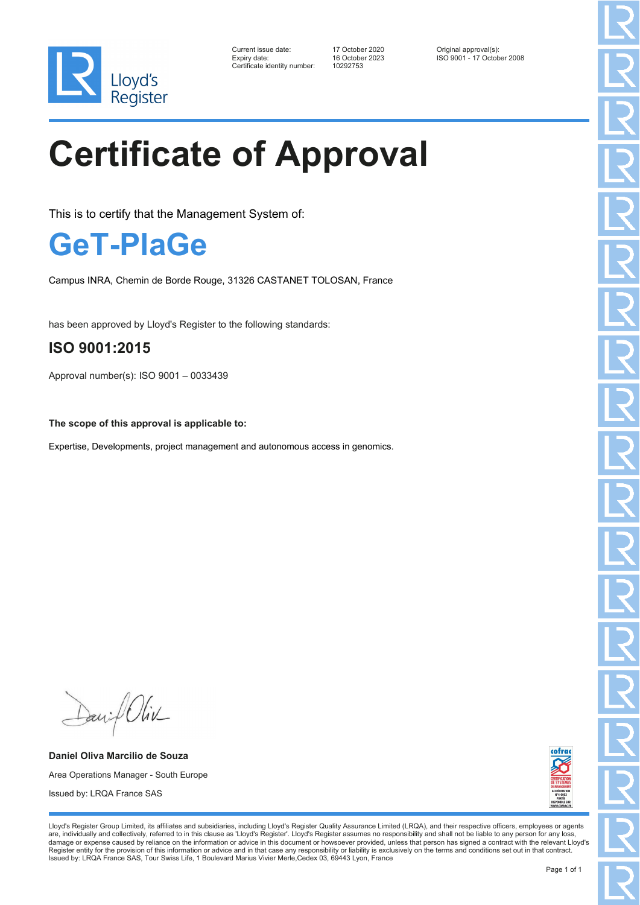Lloyd's Register

| | | |
|---|---|---|
| Current issue date: | 17 October 2020 | Original approval(s): |
| Expiry date: | 16 October 2023 | ISO 9001 - 17 October 2008 |
| Certificate identity number: | 10292753 | |

# Certificate of Approval

This is to certify that the Management System of:

## GeT-PlaGe

Campus INRA, Chemin de Borde Rouge, 31326 CASTANET TOLOSAN, France

has been approved by Lloyd's Register to the following standards:

## ISO 9001:2015

Approval number(s): ISO 9001 – 0033439

**The scope of this approval is applicable to:**

Expertise, Developments, project management and autonomous access in genomics.

**Daniel Oliva Marcilio de Souza**

Area Operations Manager - South Europe

Issued by: LRQA France SAS

Lloyd's Register Group Limited, its affiliates and subsidiaries, including Lloyd's Register Quality Assurance Limited (LRQA), and their respective officers, employees or agents are, individually and collectively, referred to in this clause as 'Lloyd's Register'. Lloyd's Register assumes no responsibility and shall not be liable to any person for any loss, damage or expense caused by reliance on the information or advice in this document or howsoever provided, unless that person has signed a contract with the relevant Lloyd's Register entity for the provision of this information or advice and in that case any responsibility or liability is exclusively on the terms and conditions set out in that contract.
Issued by: LRQA France SAS, Tour Swiss Life, 1 Boulevard Marius Vivier Merle,Cedex 03, 69443 Lyon, France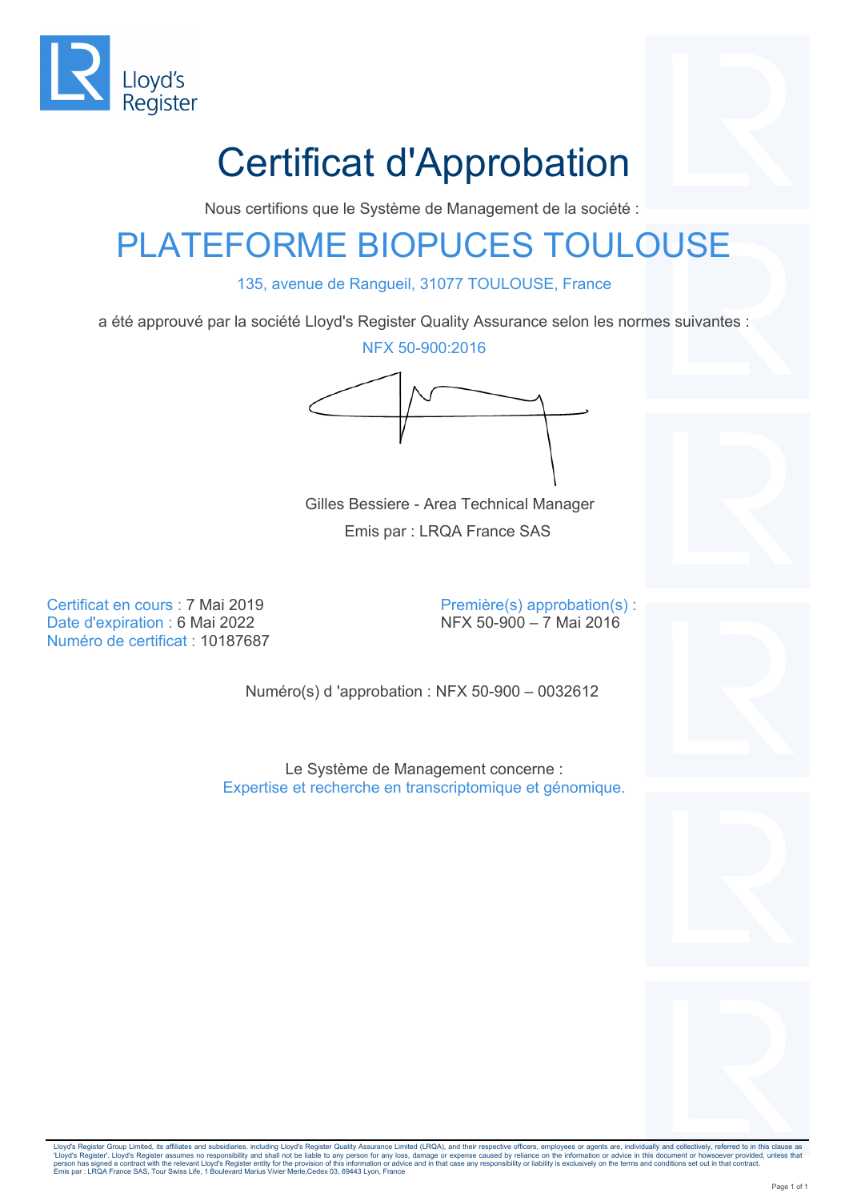Lloyd's Register

# Certificat d'Approbation

Nous certifions que le Système de Management de la société :

## PLATEFORME BIOPUCES TOULOUSE

135, avenue de Rangueil, 31077 TOULOUSE, France

a été approuvé par la société Lloyd's Register Quality Assurance selon les normes suivantes :

NFX 50-900:2016

Gilles Bessiere - Area Technical Manager

Emis par : LRQA France SAS

Certificat en cours : 7 Mai 2019
Date d'expiration : 6 Mai 2022
Numéro de certificat : 10187687

Première(s) approbation(s) :
NFX 50-900 – 7 Mai 2016

Numéro(s) d 'approbation : NFX 50-900 – 0032612

Le Système de Management concerne :
Expertise et recherche en transcriptomique et génomique.

Lloyd's Register Group Limited, its affiliates and subsidiaries, including Lloyd's Register Quality Assurance Limited (LRQA), and their respective officers, employees or agents are, individually and collectively, referred to in this clause as 'Lloyd's Register'. Lloyd's Register assumes no responsibility and shall not be liable to any person for any loss, damage or expense caused by reliance on the information or advice in this document or howsoever provided, unless that person has signed a contract with the relevant Lloyd's Register entity for the provision of this information or advice and in that case any responsibility or liability is exclusively on the terms and conditions set out in that contract.
Emis par : LRQA France SAS, Tour Swiss Life, 1 Boulevard Marius Vivier Merle,Cedex 03, 69443 Lyon, France